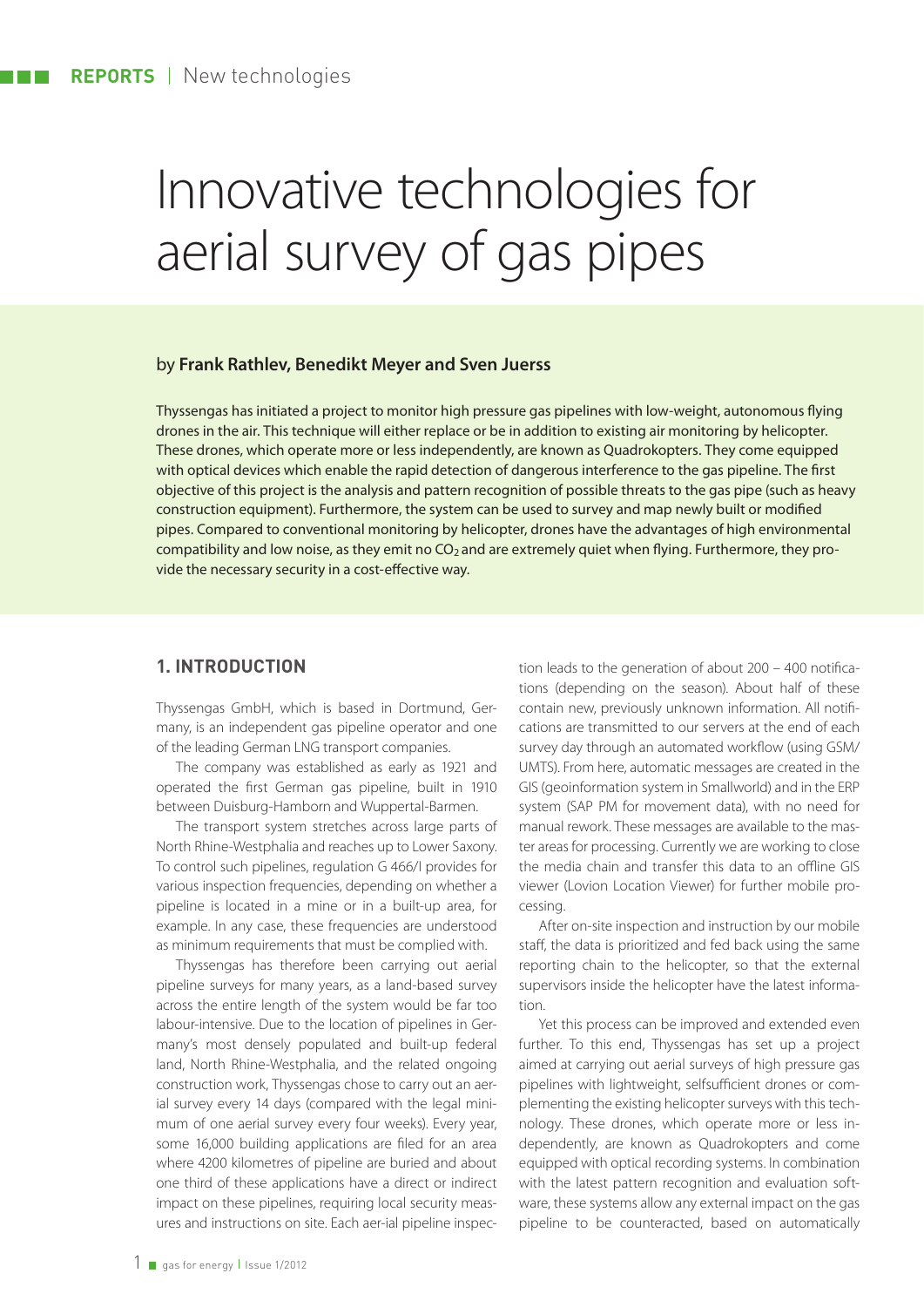# Innovative technologies for aerial survey of gas pipes

by **Frank Rathlev, Benedikt Meyer and Sven Juerss**

Thyssengas has initiated a project to monitor high pressure gas pipelines with low-weight, autonomous flying drones in the air. This technique will either replace or be in addition to existing air monitoring by helicopter. These drones, which operate more or less independently, are known as Quadrokopters. They come equipped with optical devices which enable the rapid detection of dangerous interference to the gas pipeline. The first objective of this project is the analysis and pattern recognition of possible threats to the gas pipe (such as heavy construction equipment). Furthermore, the system can be used to survey and map newly built or modified pipes. Compared to conventional monitoring by helicopter, drones have the advantages of high environmental compatibility and low noise, as they emit no $CO_2$ and are extremely quiet when flying. Furthermore, they provide the necessary security in a cost-effective way.

## 1. INTRODUCTION

Thyssengas GmbH, which is based in Dortmund, Germany, is an independent gas pipeline operator and one of the leading German LNG transport companies.

The company was established as early as 1921 and operated the first German gas pipeline, built in 1910 between Duisburg-Hamborn and Wuppertal-Barmen.

The transport system stretches across large parts of North Rhine-Westphalia and reaches up to Lower Saxony. To control such pipelines, regulation G 466/I provides for various inspection frequencies, depending on whether a pipeline is located in a mine or in a built-up area, for example. In any case, these frequencies are understood as minimum requirements that must be complied with.

Thyssengas has therefore been carrying out aerial pipeline surveys for many years, as a land-based survey across the entire length of the system would be far too labour-intensive. Due to the location of pipelines in Germany's most densely populated and built-up federal land, North Rhine-Westphalia, and the related ongoing construction work, Thyssengas chose to carry out an aerial survey every 14 days (compared with the legal minimum of one aerial survey every four weeks). Every year, some 16,000 building applications are filed for an area where 4200 kilometres of pipeline are buried and about one third of these applications have a direct or indirect impact on these pipelines, requiring local security measures and instructions on site. Each aer-ial pipeline inspection leads to the generation of about 200 – 400 notifications (depending on the season). About half of these contain new, previously unknown information. All notifications are transmitted to our servers at the end of each survey day through an automated workflow (using GSM/UMTS). From here, automatic messages are created in the GIS (geoinformation system in Smallworld) and in the ERP system (SAP PM for movement data), with no need for manual rework. These messages are available to the master areas for processing. Currently we are working to close the media chain and transfer this data to an offline GIS viewer (Lovion Location Viewer) for further mobile processing.

After on-site inspection and instruction by our mobile staff, the data is prioritized and fed back using the same reporting chain to the helicopter, so that the external supervisors inside the helicopter have the latest information.

Yet this process can be improved and extended even further. To this end, Thyssengas has set up a project aimed at carrying out aerial surveys of high pressure gas pipelines with lightweight, selfsufficient drones or complementing the existing helicopter surveys with this technology. These drones, which operate more or less independently, are known as Quadrokopters and come equipped with optical recording systems. In combination with the latest pattern recognition and evaluation software, these systems allow any external impact on the gas pipeline to be counteracted, based on automatically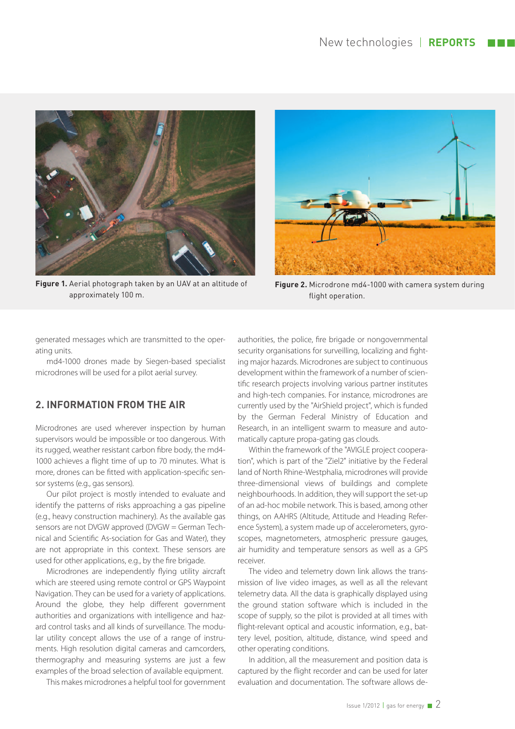Figure 1. Aerial photograph taken by an UAV at an altitude of approximately 100 m.

Figure 2. Microdrone md4-1000 with camera system during flight operation.

generated messages which are transmitted to the operating units.

md4-1000 drones made by Siegen-based specialist microdrones will be used for a pilot aerial survey.

## 2. INFORMATION FROM THE AIR

Microdrones are used wherever inspection by human supervisors would be impossible or too dangerous. With its rugged, weather resistant carbon fibre body, the md4-1000 achieves a flight time of up to 70 minutes. What is more, drones can be fitted with application-specific sensor systems (e.g., gas sensors).

Our pilot project is mostly intended to evaluate and identify the patterns of risks approaching a gas pipeline (e.g., heavy construction machinery). As the available gas sensors are not DVGW approved (DVGW = German Technical and Scientific As-sociation for Gas and Water), they are not appropriate in this context. These sensors are used for other applications, e.g., by the fire brigade.

Microdrones are independently flying utility aircraft which are steered using remote control or GPS Waypoint Navigation. They can be used for a variety of applications. Around the globe, they help different government authorities and organizations with intelligence and hazard control tasks and all kinds of surveillance. The modular utility concept allows the use of a range of instruments. High resolution digital cameras and camcorders, thermography and measuring systems are just a few examples of the broad selection of available equipment.

This makes microdrones a helpful tool for government authorities, the police, fire brigade or nongovernmental security organisations for surveilling, localizing and fighting major hazards. Microdrones are subject to continuous development within the framework of a number of scientific research projects involving various partner institutes and high-tech companies. For instance, microdrones are currently used by the "AirShield project", which is funded by the German Federal Ministry of Education and Research, in an intelligent swarm to measure and automatically capture propa-gating gas clouds.

Within the framework of the "AVIGLE project cooperation", which is part of the "Ziel2" initiative by the Federal land of North Rhine-Westphalia, microdrones will provide three-dimensional views of buildings and complete neighbourhoods. In addition, they will support the set-up of an ad-hoc mobile network. This is based, among other things, on AAHRS (Altitude, Attitude and Heading Reference System), a system made up of accelerometers, gyroscopes, magnetometers, atmospheric pressure gauges, air humidity and temperature sensors as well as a GPS receiver.

The video and telemetry down link allows the transmission of live video images, as well as all the relevant telemetry data. All the data is graphically displayed using the ground station software which is included in the scope of supply, so the pilot is provided at all times with flight-relevant optical and acoustic information, e.g., battery level, position, altitude, distance, wind speed and other operating conditions.

In addition, all the measurement and position data is captured by the flight recorder and can be used for later evaluation and documentation. The software allows de-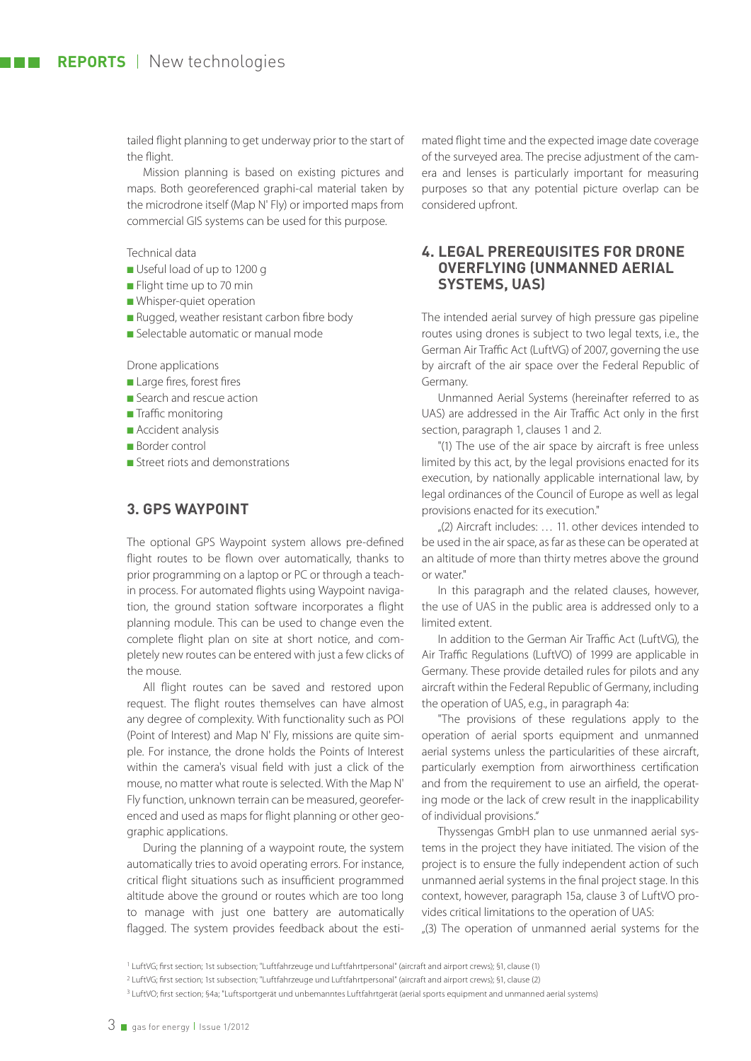tailed flight planning to get underway prior to the start of the flight.

Mission planning is based on existing pictures and maps. Both georeferenced graphi-cal material taken by the microdrone itself (Map N' Fly) or imported maps from commercial GIS systems can be used for this purpose.

Technical data

- Useful load of up to 1200 g
- Flight time up to 70 min
- Whisper-quiet operation
- Rugged, weather resistant carbon fibre body
- Selectable automatic or manual mode

Drone applications

- Large fires, forest fires
- Search and rescue action
- Traffic monitoring
- Accident analysis
- Border control
- Street riots and demonstrations

## 3. GPS WAYPOINT

The optional GPS Waypoint system allows pre-defined flight routes to be flown over automatically, thanks to prior programming on a laptop or PC or through a teach-in process. For automated flights using Waypoint navigation, the ground station software incorporates a flight planning module. This can be used to change even the complete flight plan on site at short notice, and completely new routes can be entered with just a few clicks of the mouse.

All flight routes can be saved and restored upon request. The flight routes themselves can have almost any degree of complexity. With functionality such as POI (Point of Interest) and Map N' Fly, missions are quite simple. For instance, the drone holds the Points of Interest within the camera's visual field with just a click of the mouse, no matter what route is selected. With the Map N' Fly function, unknown terrain can be measured, georeferenced and used as maps for flight planning or other geographic applications.

During the planning of a waypoint route, the system automatically tries to avoid operating errors. For instance, critical flight situations such as insufficient programmed altitude above the ground or routes which are too long to manage with just one battery are automatically flagged. The system provides feedback about the estimated flight time and the expected image date coverage of the surveyed area. The precise adjustment of the camera and lenses is particularly important for measuring purposes so that any potential picture overlap can be considered upfront.

## 4. LEGAL PREREQUISITES FOR DRONE OVERFLYING (UNMANNED AERIAL SYSTEMS, UAS)

The intended aerial survey of high pressure gas pipeline routes using drones is subject to two legal texts, i.e., the German Air Traffic Act (LuftVG) of 2007, governing the use by aircraft of the air space over the Federal Republic of Germany.

Unmanned Aerial Systems (hereinafter referred to as UAS) are addressed in the Air Traffic Act only in the first section, paragraph 1, clauses 1 and 2.

"(1) The use of the air space by aircraft is free unless limited by this act, by the legal provisions enacted for its execution, by nationally applicable international law, by legal ordinances of the Council of Europe as well as legal provisions enacted for its execution."

„(2) Aircraft includes: … 11. other devices intended to be used in the air space, as far as these can be operated at an altitude of more than thirty metres above the ground or water."

In this paragraph and the related clauses, however, the use of UAS in the public area is addressed only to a limited extent.

In addition to the German Air Traffic Act (LuftVG), the Air Traffic Regulations (LuftVO) of 1999 are applicable in Germany. These provide detailed rules for pilots and any aircraft within the Federal Republic of Germany, including the operation of UAS, e.g., in paragraph 4a:

"The provisions of these regulations apply to the operation of aerial sports equipment and unmanned aerial systems unless the particularities of these aircraft, particularly exemption from airworthiness certification and from the requirement to use an airfield, the operating mode or the lack of crew result in the inapplicability of individual provisions."

Thyssengas GmbH plan to use unmanned aerial systems in the project they have initiated. The vision of the project is to ensure the fully independent action of such unmanned aerial systems in the final project stage. In this context, however, paragraph 15a, clause 3 of LuftVO provides critical limitations to the operation of UAS:

„(3) The operation of unmanned aerial systems for the

[1] LuftVG; first section; 1st subsection; "Luftfahrzeuge und Luftfahrtpersonal" (aircraft and airport crews); §1, clause (1)

[2] LuftVG; first section; 1st subsection; "Luftfahrzeuge und Luftfahrtpersonal" (aircraft and airport crews); §1, clause (2)

[3] LuftVO; first section; §4a; "Luftsportgerät und unbemanntes Luftfahrtgerät (aerial sports equipment and unmanned aerial systems)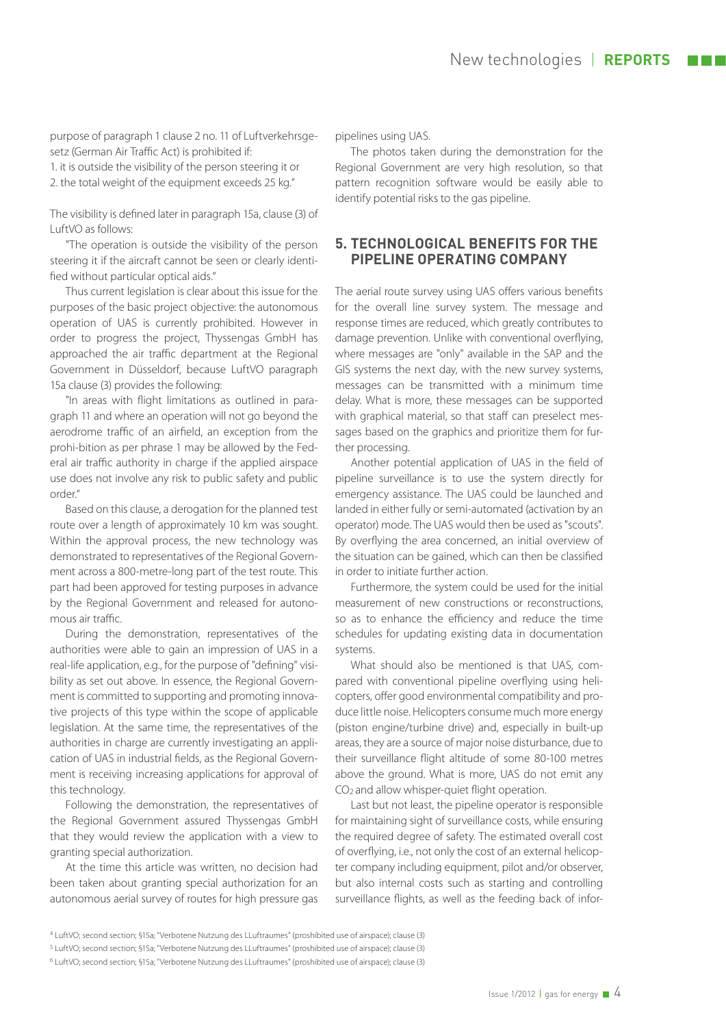purpose of paragraph 1 clause 2 no. 11 of Luftverkehrsgesetz (German Air Traffic Act) is prohibited if:

1. it is outside the visibility of the person steering it or
2. the total weight of the equipment exceeds 25 kg."

The visibility is defined later in paragraph 15a, clause (3) of LuftVO as follows:

"The operation is outside the visibility of the person steering it if the aircraft cannot be seen or clearly identified without particular optical aids."

Thus current legislation is clear about this issue for the purposes of the basic project objective: the autonomous operation of UAS is currently prohibited. However in order to progress the project, Thyssengas GmbH has approached the air traffic department at the Regional Government in Düsseldorf, because LuftVO paragraph 15a clause (3) provides the following:

"In areas with flight limitations as outlined in paragraph 11 and where an operation will not go beyond the aerodrome traffic of an airfield, an exception from the prohi-bition as per phrase 1 may be allowed by the Federal air traffic authority in charge if the applied airspace use does not involve any risk to public safety and public order."

Based on this clause, a derogation for the planned test route over a length of approximately 10 km was sought. Within the approval process, the new technology was demonstrated to representatives of the Regional Government across a 800-metre-long part of the test route. This part had been approved for testing purposes in advance by the Regional Government and released for autonomous air traffic.

During the demonstration, representatives of the authorities were able to gain an impression of UAS in a real-life application, e.g., for the purpose of "defining" visibility as set out above. In essence, the Regional Government is committed to supporting and promoting innovative projects of this type within the scope of applicable legislation. At the same time, the representatives of the authorities in charge are currently investigating an application of UAS in industrial fields, as the Regional Government is receiving increasing applications for approval of this technology.

Following the demonstration, the representatives of the Regional Government assured Thyssengas GmbH that they would review the application with a view to granting special authorization.

At the time this article was written, no decision had been taken about granting special authorization for an autonomous aerial survey of routes for high pressure gas pipelines using UAS.

The photos taken during the demonstration for the Regional Government are very high resolution, so that pattern recognition software would be easily able to identify potential risks to the gas pipeline.

## 5. TECHNOLOGICAL BENEFITS FOR THE PIPELINE OPERATING COMPANY

The aerial route survey using UAS offers various benefits for the overall line survey system. The message and response times are reduced, which greatly contributes to damage prevention. Unlike with conventional overflying, where messages are "only" available in the SAP and the GIS systems the next day, with the new survey systems, messages can be transmitted with a minimum time delay. What is more, these messages can be supported with graphical material, so that staff can preselect messages based on the graphics and prioritize them for further processing.

Another potential application of UAS in the field of pipeline surveillance is to use the system directly for emergency assistance. The UAS could be launched and landed in either fully or semi-automated (activation by an operator) mode. The UAS would then be used as "scouts". By overflying the area concerned, an initial overview of the situation can be gained, which can then be classified in order to initiate further action.

Furthermore, the system could be used for the initial measurement of new constructions or reconstructions, so as to enhance the efficiency and reduce the time schedules for updating existing data in documentation systems.

What should also be mentioned is that UAS, compared with conventional pipeline overflying using helicopters, offer good environmental compatibility and produce little noise. Helicopters consume much more energy (piston engine/turbine drive) and, especially in built-up areas, they are a source of major noise disturbance, due to their surveillance flight altitude of some 80-100 metres above the ground. What is more, UAS do not emit any $CO_2$ and allow whisper-quiet flight operation.

Last but not least, the pipeline operator is responsible for maintaining sight of surveillance costs, while ensuring the required degree of safety. The estimated overall cost of overflying, i.e., not only the cost of an external helicopter company including equipment, pilot and/or observer, but also internal costs such as starting and controlling surveillance flights, as well as the feeding back of infor-

[4] LuftVO; second section; §15a; "Verbotene Nutzung des LLuftraumes" (proshibited use of airspace); clause (3)

[5] LuftVO; second section; §15a; "Verbotene Nutzung des LLuftraumes" (proshibited use of airspace); clause (3)

[6] LuftVO; second section; §15a; "Verbotene Nutzung des LLuftraumes" (proshibited use of airspace); clause (3)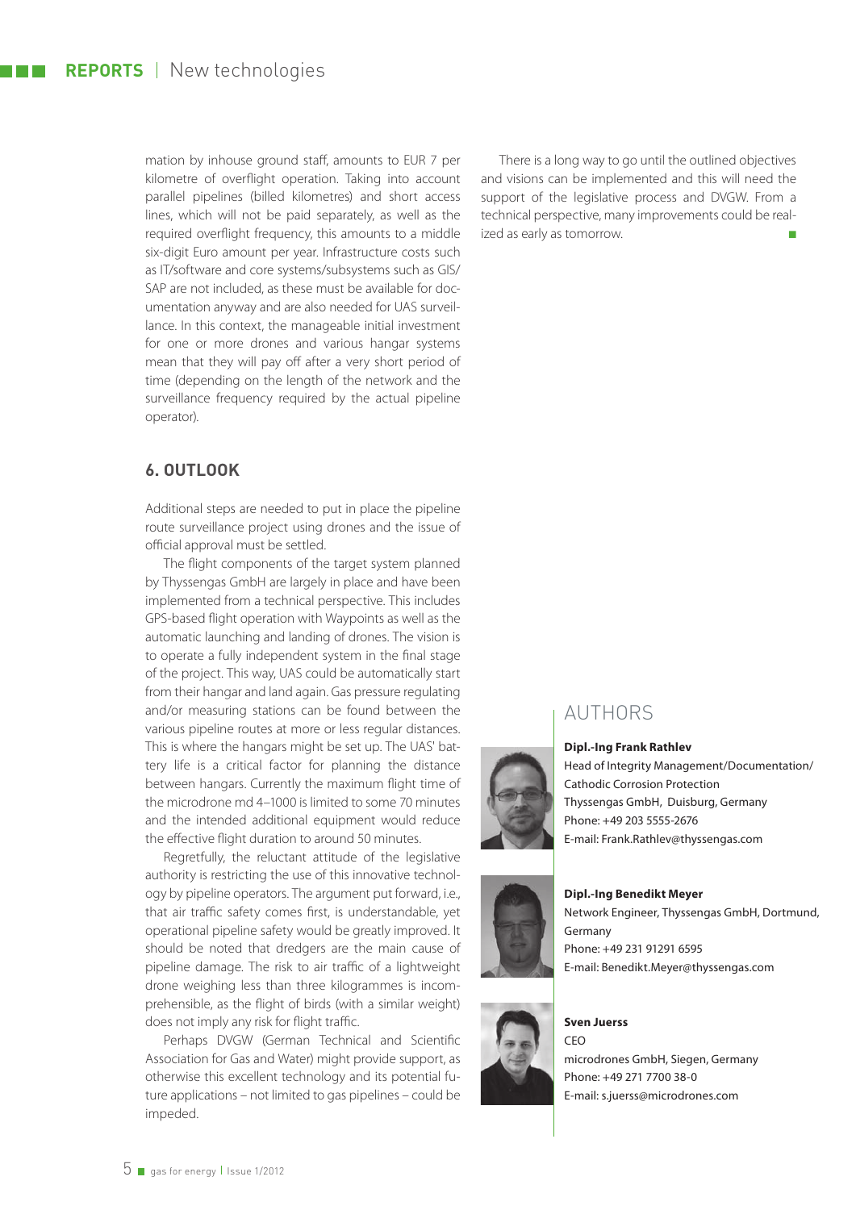mation by inhouse ground staff, amounts to EUR 7 per kilometre of overflight operation. Taking into account parallel pipelines (billed kilometres) and short access lines, which will not be paid separately, as well as the required overflight frequency, this amounts to a middle six-digit Euro amount per year. Infrastructure costs such as IT/software and core systems/subsystems such as GIS/SAP are not included, as these must be available for documentation anyway and are also needed for UAS surveillance. In this context, the manageable initial investment for one or more drones and various hangar systems mean that they will pay off after a very short period of time (depending on the length of the network and the surveillance frequency required by the actual pipeline operator).

## 6. OUTLOOK

Additional steps are needed to put in place the pipeline route surveillance project using drones and the issue of official approval must be settled.

The flight components of the target system planned by Thyssengas GmbH are largely in place and have been implemented from a technical perspective. This includes GPS-based flight operation with Waypoints as well as the automatic launching and landing of drones. The vision is to operate a fully independent system in the final stage of the project. This way, UAS could be automatically start from their hangar and land again. Gas pressure regulating and/or measuring stations can be found between the various pipeline routes at more or less regular distances. This is where the hangars might be set up. The UAS' battery life is a critical factor for planning the distance between hangars. Currently the maximum flight time of the microdrone md 4–1000 is limited to some 70 minutes and the intended additional equipment would reduce the effective flight duration to around 50 minutes.

Regretfully, the reluctant attitude of the legislative authority is restricting the use of this innovative technology by pipeline operators. The argument put forward, i.e., that air traffic safety comes first, is understandable, yet operational pipeline safety would be greatly improved. It should be noted that dredgers are the main cause of pipeline damage. The risk to air traffic of a lightweight drone weighing less than three kilogrammes is incomprehensible, as the flight of birds (with a similar weight) does not imply any risk for flight traffic.

Perhaps DVGW (German Technical and Scientific Association for Gas and Water) might provide support, as otherwise this excellent technology and its potential future applications – not limited to gas pipelines – could be impeded.

There is a long way to go until the outlined objectives and visions can be implemented and this will need the support of the legislative process and DVGW. From a technical perspective, many improvements could be realized as early as tomorrow.

## AUTHORS

**Dipl.-Ing Frank Rathlev**
Head of Integrity Management/Documentation/Cathodic Corrosion Protection
Thyssengas GmbH, Duisburg, Germany
Phone: +49 203 5555-2676
E-mail: Frank.Rathlev@thyssengas.com

**Dipl.-Ing Benedikt Meyer**
Network Engineer, Thyssengas GmbH, Dortmund, Germany
Phone: +49 231 91291 6595
E-mail: Benedikt.Meyer@thyssengas.com

**Sven Juerss**
CEO
microdrones GmbH, Siegen, Germany
Phone: +49 271 7700 38-0
E-mail: s.juerss@microdrones.com